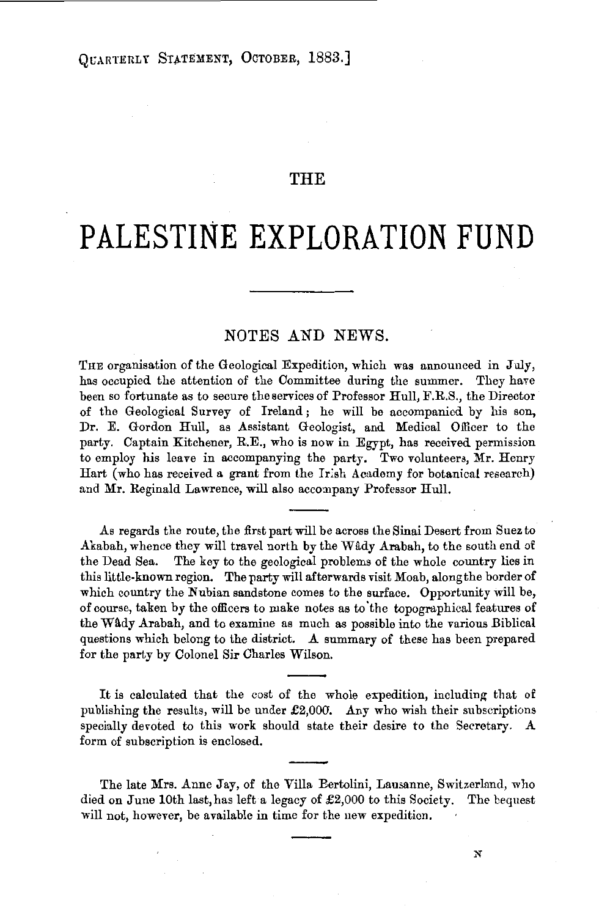# THE

# PALESTINE EXPLORATION FUND

## NOTES AND NEWS.

THE organisation of the Geological Expedition, which was announced in July, has occupied the attention of the Committee during the summer. They have been so fortunate as to secure the services of Professor Hull, F.R.S., the Director of the Geological Survey of Ireland; he will be accompanied by his son, Dr. E. Gordon Hull, as Assistant Geologist, and Medical Officer to the party. Captain Kitchener, R.E., who is now in Egypt, has received permission to employ his leave in accompanying the party. Two volunteers, Mr. Henry Hart (who has received a grant from the Irish Academy for botanical research) and Mr. Reginald Lawrence, will also accompany Professor Hull.

As regards the route, the first part will be across the Sinai Desert from Suez to Akabah, whence they will travel north by the Wâdy Arabah, to the south end of the Dead Sea. The key to the geological problems of the whole country lies in this little-known region. The party will afterwards visit Moab, along the border of which country the Nubian sandstone comes to the surface. Opportunity will be, of course, taken by the officers to make notes as to the topographical features of the Wâdy Arabah, and to examine as much as possible into the various Biblical questions which belong to the district. A summary of these has been prepared for the party by Colonel Sir Charles Wilson.

It is calculated that the cost of the whole expedition, including that of publishing the results, will be under £2,000. Any who wish their subscriptions specially devoted to this work should state their desire to the Secretary. A form of subscription is enclosed.

The late Mrs. Anne Jay, of the Villa Bertolini, Lausanne, Switzerland, who died on June 10th last, has left a legacy of £2,000 to this Society. The bequest will not, however, be available in time for the new expedition.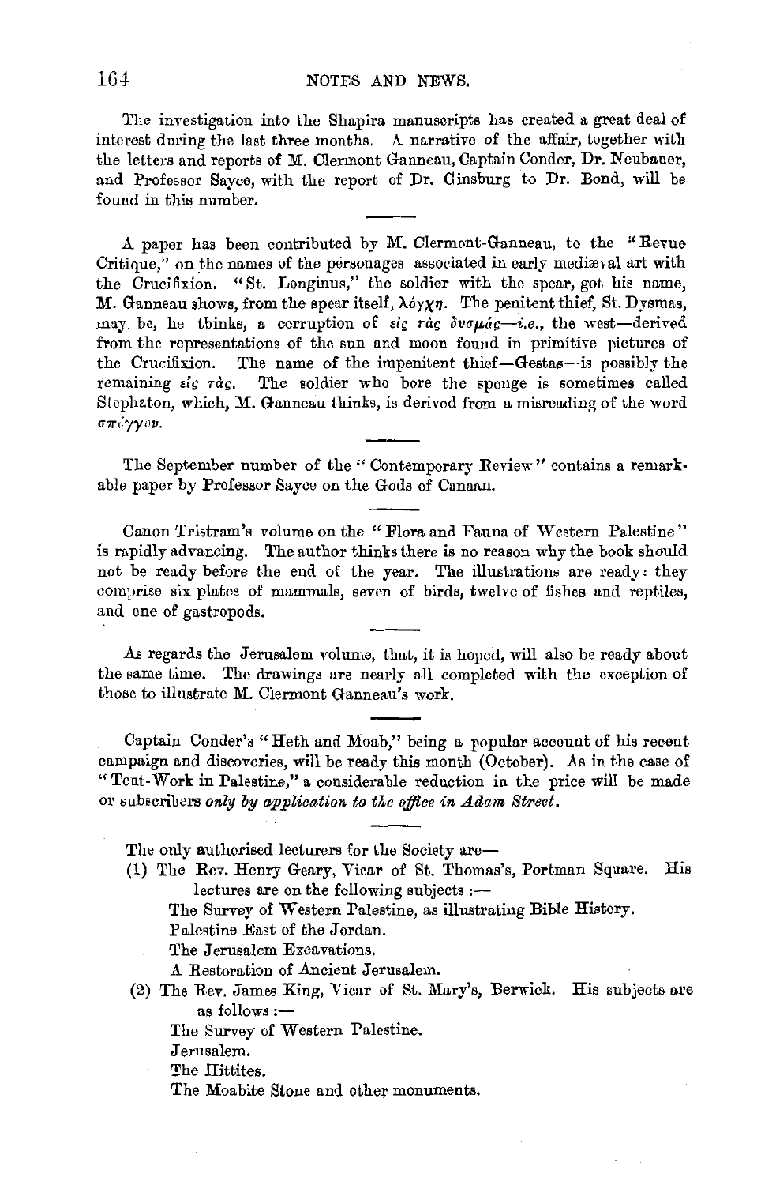The investigation into the Shapira manuscripts has created a great deal of interest during the last three months. A narrative of the affair, together with the letters and reports of M. Clermont Ganneau, Captain Conder, Dr. Neubauer, and Professor Sayce, with the report of Dr. Ginsburg to Dr. Bond, will be found in this number.

A paper has been contributed by M. Clermont-Ganneau, to the "Revue Critique," on the names of the personages associated in early mediæval art with the Crucifixion. "St. Longinus," the soldier with the spear, got his name, M. Ganneau shows, from the spear itself, λόγχη. The penitent thief, St. Dysmas, may be, he thinks, a corruption of εἰς τὰς δυσμάς—*i.e.*, the west—derived from the representations of the sun and moon found in primitive pictures of the Crucifixion. The name of the impenitent thief—Gestas—is possibly the remaining εἰς τάς. The soldier who bore the sponge is sometimes called Stephaton, which, M. Ganneau thinks, is derived from a misreading of the word σπόγγον.

The September number of the "Contemporary Review" contains a remarkable paper by Professor Sayce on the Gods of Canaan.

Canon Tristram's volume on the "Flora and Fauna of Western Palestine" is rapidly advancing. The author thinks there is no reason why the book should not be ready before the end of the year. The illustrations are ready: they comprise six plates of mammals, seven of birds, twelve of fishes and reptiles, and one of gastropods.

As regards the Jerusalem volume, that, it is hoped, will also be ready about the same time. The drawings are nearly all completed with the exception of those to illustrate M. Clermont Ganneau's work.

Captain Conder's "Heth and Moab," being a popular account of his recent campaign and discoveries, will be ready this month (October). As in the case of "Tent-Work in Palestine," a considerable reduction in the price will be made or subscribers *only by application to the office in Adam Street.*

The only authorised lecturers for the Society are—

(1) The Rev. Henry Geary, Vicar of St. Thomas's, Portman Square. His lectures are on the following subjects :—

  The Survey of Western Palestine, as illustrating Bible History.
  Palestine East of the Jordan.
  The Jerusalem Excavations.
  A Restoration of Ancient Jerusalem.

(2) The Rev. James King, Vicar of St. Mary's, Berwick. His subjects are as follows :—

  The Survey of Western Palestine.
  Jerusalem.
  The Hittites.
  The Moabite Stone and other monuments.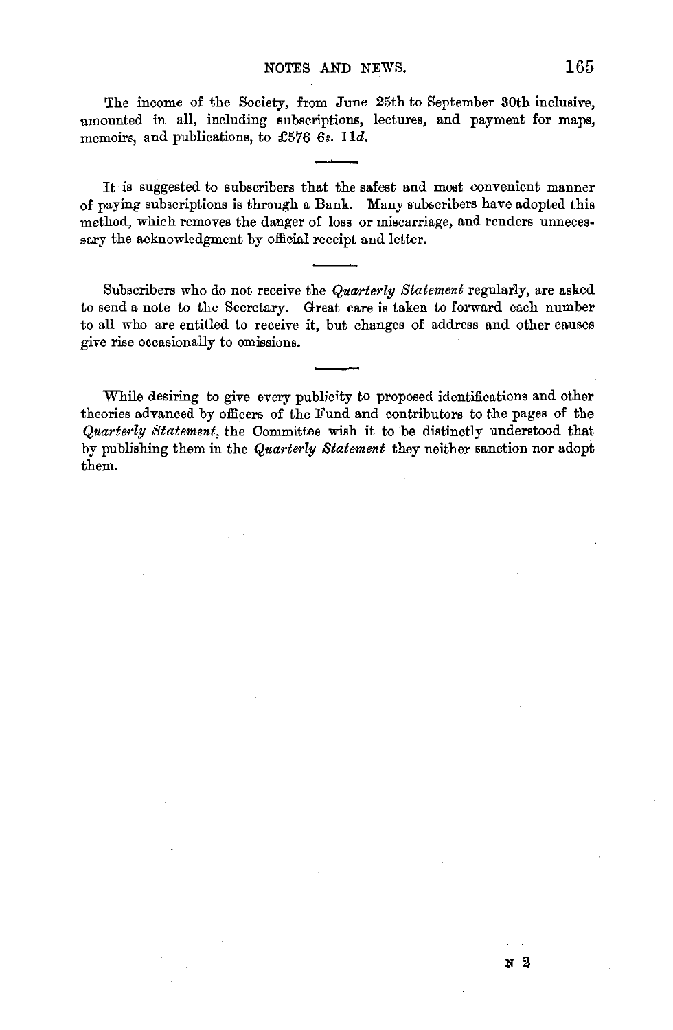The income of the Society, from June 25th to September 30th inclusive, amounted in all, including subscriptions, lectures, and payment for maps, memoirs, and publications, to £576 6*s.* 11*d.*

---

It is suggested to subscribers that the safest and most convenient manner of paying subscriptions is through a Bank. Many subscribers have adopted this method, which removes the danger of loss or miscarriage, and renders unnecessary the acknowledgment by official receipt and letter.

---

Subscribers who do not receive the *Quarterly Statement* regularly, are asked to send a note to the Secretary. Great care is taken to forward each number to all who are entitled to receive it, but changes of address and other causes give rise occasionally to omissions.

---

While desiring to give every publicity to proposed identifications and other theories advanced by officers of the Fund and contributors to the pages of the *Quarterly Statement*, the Committee wish it to be distinctly understood that by publishing them in the *Quarterly Statement* they neither sanction nor adopt them.